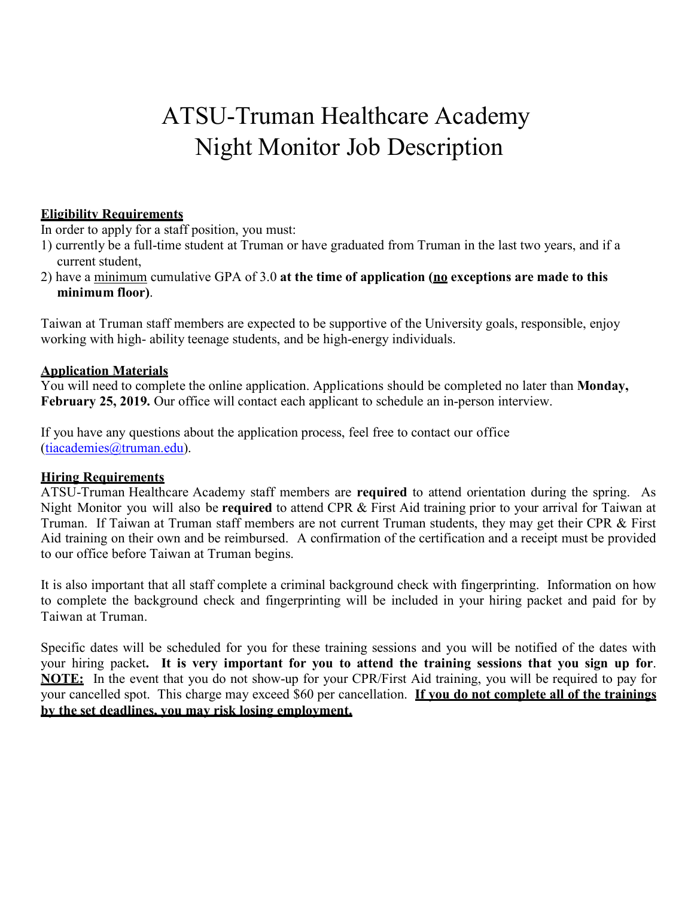# ATSU-Truman Healthcare Academy
# Night Monitor Job Description

**Eligibility Requirements**

In order to apply for a staff position, you must:

1) currently be a full-time student at Truman or have graduated from Truman in the last two years, and if a current student,
2) have a minimum cumulative GPA of 3.0 **at the time of application (no exceptions are made to this minimum floor)**.

Taiwan at Truman staff members are expected to be supportive of the University goals, responsible, enjoy working with high- ability teenage students, and be high-energy individuals.

**Application Materials**

You will need to complete the online application. Applications should be completed no later than **Monday, February 25, 2019.** Our office will contact each applicant to schedule an in-person interview.

If you have any questions about the application process, feel free to contact our office (tiacademies@truman.edu).

**Hiring Requirements**

ATSU-Truman Healthcare Academy staff members are **required** to attend orientation during the spring. As Night Monitor you will also be **required** to attend CPR & First Aid training prior to your arrival for Taiwan at Truman. If Taiwan at Truman staff members are not current Truman students, they may get their CPR & First Aid training on their own and be reimbursed. A confirmation of the certification and a receipt must be provided to our office before Taiwan at Truman begins.

It is also important that all staff complete a criminal background check with fingerprinting. Information on how to complete the background check and fingerprinting will be included in your hiring packet and paid for by Taiwan at Truman.

Specific dates will be scheduled for you for these training sessions and you will be notified of the dates with your hiring packet**. It is very important for you to attend the training sessions that you sign up for**. **NOTE:** In the event that you do not show-up for your CPR/First Aid training, you will be required to pay for your cancelled spot. This charge may exceed $60 per cancellation. **If you do not complete all of the trainings by the set deadlines, you may risk losing employment.**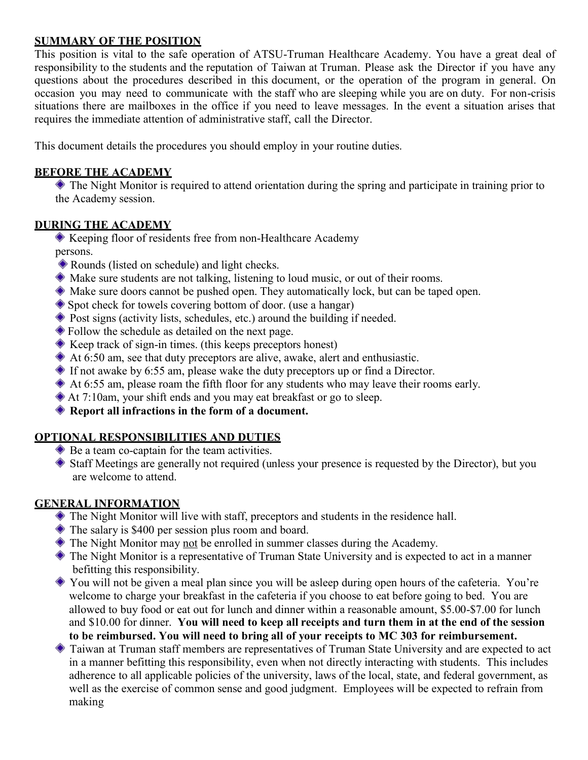## SUMMARY OF THE POSITION

This position is vital to the safe operation of ATSU-Truman Healthcare Academy. You have a great deal of responsibility to the students and the reputation of Taiwan at Truman. Please ask the Director if you have any questions about the procedures described in this document, or the operation of the program in general. On occasion you may need to communicate with the staff who are sleeping while you are on duty. For non-crisis situations there are mailboxes in the office if you need to leave messages. In the event a situation arises that requires the immediate attention of administrative staff, call the Director.

This document details the procedures you should employ in your routine duties.

## BEFORE THE ACADEMY

- The Night Monitor is required to attend orientation during the spring and participate in training prior to the Academy session.

## DURING THE ACADEMY

- Keeping floor of residents free from non-Healthcare Academy persons.
- Rounds (listed on schedule) and light checks.
- Make sure students are not talking, listening to loud music, or out of their rooms.
- Make sure doors cannot be pushed open. They automatically lock, but can be taped open.
- Spot check for towels covering bottom of door. (use a hangar)
- Post signs (activity lists, schedules, etc.) around the building if needed.
- Follow the schedule as detailed on the next page.
- Keep track of sign-in times. (this keeps preceptors honest)
- At 6:50 am, see that duty preceptors are alive, awake, alert and enthusiastic.
- If not awake by 6:55 am, please wake the duty preceptors up or find a Director.
- At 6:55 am, please roam the fifth floor for any students who may leave their rooms early.
- At 7:10am, your shift ends and you may eat breakfast or go to sleep.
- **Report all infractions in the form of a document.**

## OPTIONAL RESPONSIBILITIES AND DUTIES

- Be a team co-captain for the team activities.
- Staff Meetings are generally not required (unless your presence is requested by the Director), but you are welcome to attend.

## GENERAL INFORMATION

- The Night Monitor will live with staff, preceptors and students in the residence hall.
- The salary is $400 per session plus room and board.
- The Night Monitor may not be enrolled in summer classes during the Academy.
- The Night Monitor is a representative of Truman State University and is expected to act in a manner befitting this responsibility.
- You will not be given a meal plan since you will be asleep during open hours of the cafeteria. You're welcome to charge your breakfast in the cafeteria if you choose to eat before going to bed. You are allowed to buy food or eat out for lunch and dinner within a reasonable amount, $5.00-$7.00 for lunch and $10.00 for dinner. **You will need to keep all receipts and turn them in at the end of the session to be reimbursed. You will need to bring all of your receipts to MC 303 for reimbursement.**
- Taiwan at Truman staff members are representatives of Truman State University and are expected to act in a manner befitting this responsibility, even when not directly interacting with students. This includes adherence to all applicable policies of the university, laws of the local, state, and federal government, as well as the exercise of common sense and good judgment. Employees will be expected to refrain from making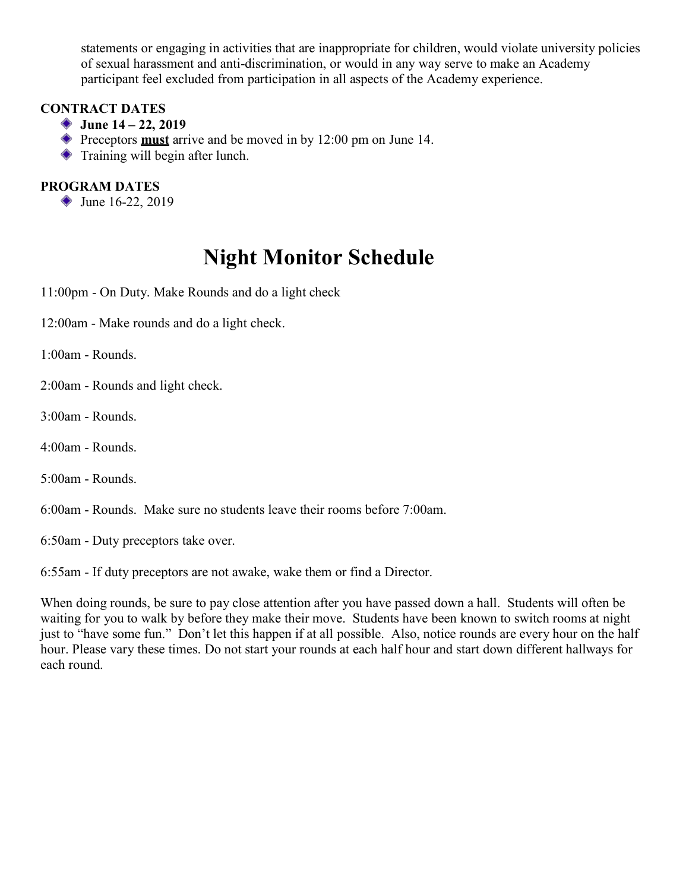statements or engaging in activities that are inappropriate for children, would violate university policies of sexual harassment and anti-discrimination, or would in any way serve to make an Academy participant feel excluded from participation in all aspects of the Academy experience.

**CONTRACT DATES**

- **June 14 – 22, 2019**
- Preceptors **must** arrive and be moved in by 12:00 pm on June 14.
- Training will begin after lunch.

**PROGRAM DATES**

- June 16-22, 2019

# Night Monitor Schedule

11:00pm - On Duty. Make Rounds and do a light check

12:00am - Make rounds and do a light check.

1:00am - Rounds.

2:00am - Rounds and light check.

3:00am - Rounds.

4:00am - Rounds.

5:00am - Rounds.

6:00am - Rounds. Make sure no students leave their rooms before 7:00am.

6:50am - Duty preceptors take over.

6:55am - If duty preceptors are not awake, wake them or find a Director.

When doing rounds, be sure to pay close attention after you have passed down a hall. Students will often be waiting for you to walk by before they make their move. Students have been known to switch rooms at night just to "have some fun." Don't let this happen if at all possible. Also, notice rounds are every hour on the half hour. Please vary these times. Do not start your rounds at each half hour and start down different hallways for each round.